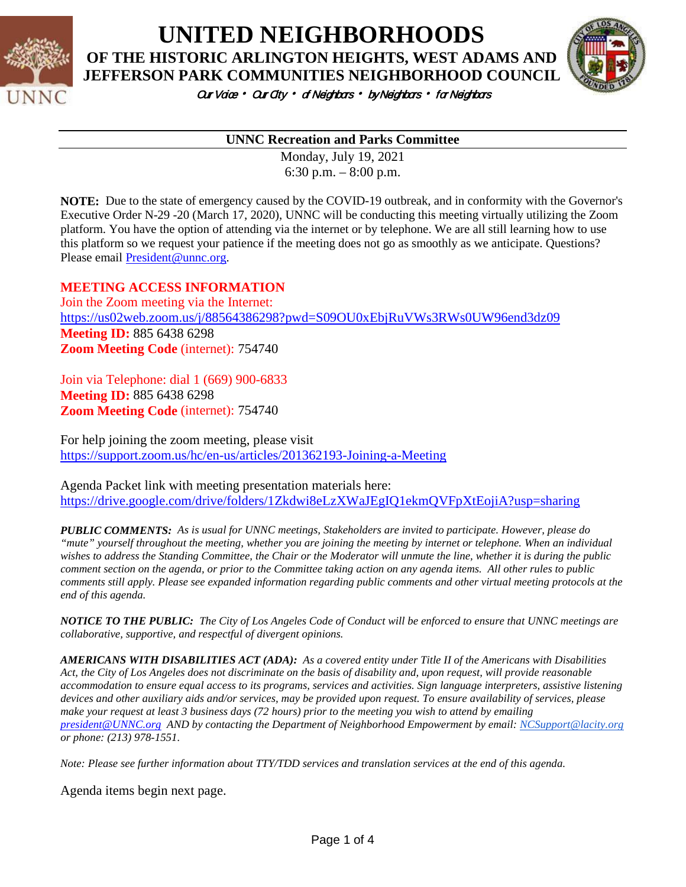# UNITED NEIGHBORHOODS

## OF THE HISTORIC ARLINGTON HEIGHTS, WEST ADAMS AND JEFFERSON PARK COMMUNITIES NEIGHBORHOOD COUNCIL

*Our Voice • Our City • of Neighbors • by Neighbors • for Neighbors*

---

**UNNC Recreation and Parks Committee**

Monday, July 19, 2021
6:30 p.m. – 8:00 p.m.

**NOTE:** Due to the state of emergency caused by the COVID-19 outbreak, and in conformity with the Governor's Executive Order N-29 -20 (March 17, 2020), UNNC will be conducting this meeting virtually utilizing the Zoom platform. You have the option of attending via the internet or by telephone. We are all still learning how to use this platform so we request your patience if the meeting does not go as smoothly as we anticipate. Questions? Please email President@unnc.org.

**MEETING ACCESS INFORMATION**

Join the Zoom meeting via the Internet:
https://us02web.zoom.us/j/88564386298?pwd=S09OU0xEbjRuVWs3RWs0UW96end3dz09
**Meeting ID:** 885 6438 6298
**Zoom Meeting Code** (internet): 754740

Join via Telephone: dial 1 (669) 900-6833
**Meeting ID:** 885 6438 6298
**Zoom Meeting Code** (internet): 754740

For help joining the zoom meeting, please visit
https://support.zoom.us/hc/en-us/articles/201362193-Joining-a-Meeting

Agenda Packet link with meeting presentation materials here:
https://drive.google.com/drive/folders/1Zkdwi8eLzXWaJEgIQ1ekmQVFpXtEojiA?usp=sharing

***PUBLIC COMMENTS:*** *As is usual for UNNC meetings, Stakeholders are invited to participate. However, please do "mute" yourself throughout the meeting, whether you are joining the meeting by internet or telephone. When an individual wishes to address the Standing Committee, the Chair or the Moderator will unmute the line, whether it is during the public comment section on the agenda, or prior to the Committee taking action on any agenda items. All other rules to public comments still apply. Please see expanded information regarding public comments and other virtual meeting protocols at the end of this agenda.*

***NOTICE TO THE PUBLIC:*** *The City of Los Angeles Code of Conduct will be enforced to ensure that UNNC meetings are collaborative, supportive, and respectful of divergent opinions.*

***AMERICANS WITH DISABILITIES ACT (ADA):*** *As a covered entity under Title II of the Americans with Disabilities Act, the City of Los Angeles does not discriminate on the basis of disability and, upon request, will provide reasonable accommodation to ensure equal access to its programs, services and activities. Sign language interpreters, assistive listening devices and other auxiliary aids and/or services, may be provided upon request. To ensure availability of services, please make your request at least 3 business days (72 hours) prior to the meeting you wish to attend by emailing president@UNNC.org AND by contacting the Department of Neighborhood Empowerment by email: NCSupport@lacity.org or phone: (213) 978-1551.*

*Note: Please see further information about TTY/TDD services and translation services at the end of this agenda.*

Agenda items begin next page.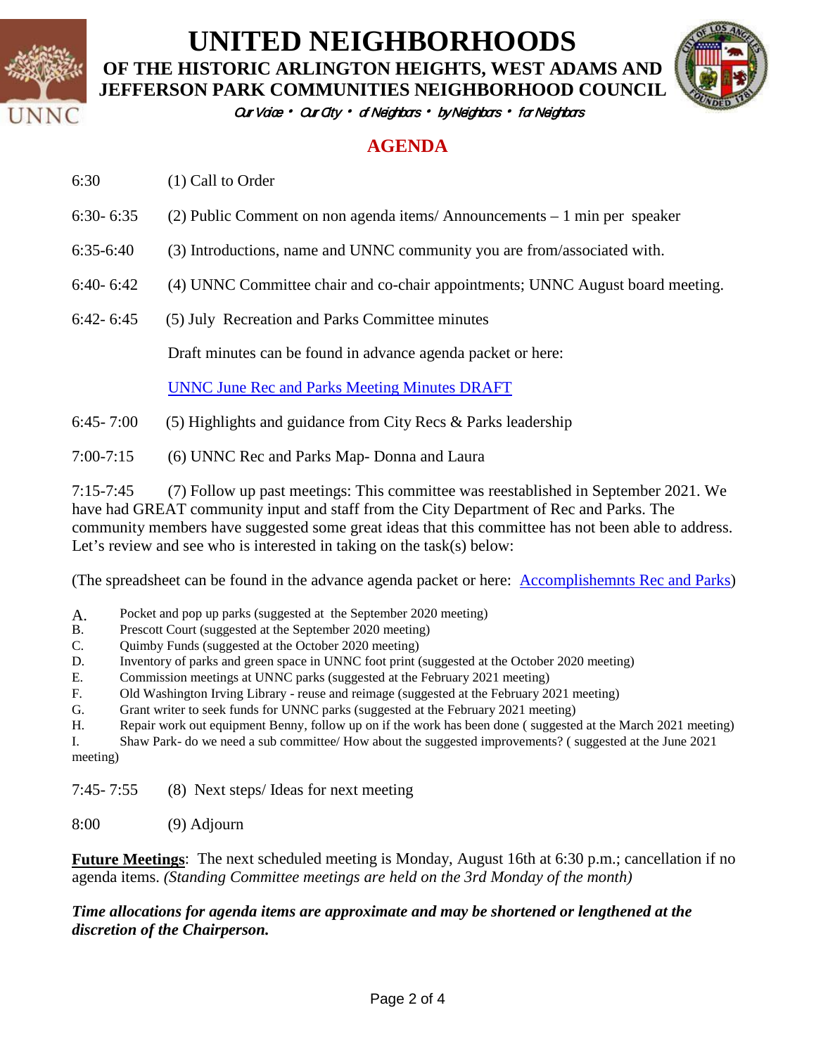# UNITED NEIGHBORHOODS

## OF THE HISTORIC ARLINGTON HEIGHTS, WEST ADAMS AND JEFFERSON PARK COMMUNITIES NEIGHBORHOOD COUNCIL

*Our Voice • Our City • of Neighbors • by Neighbors • for Neighbors*

## AGENDA

6:30 (1) Call to Order

6:30- 6:35 (2) Public Comment on non agenda items/ Announcements – 1 min per speaker

6:35-6:40 (3) Introductions, name and UNNC community you are from/associated with.

6:40- 6:42 (4) UNNC Committee chair and co-chair appointments; UNNC August board meeting.

6:42- 6:45 (5) July Recreation and Parks Committee minutes

Draft minutes can be found in advance agenda packet or here:

UNNC June Rec and Parks Meeting Minutes DRAFT

6:45- 7:00 (5) Highlights and guidance from City Recs & Parks leadership

7:00-7:15 (6) UNNC Rec and Parks Map- Donna and Laura

7:15-7:45 (7) Follow up past meetings: This committee was reestablished in September 2021. We have had GREAT community input and staff from the City Department of Rec and Parks. The community members have suggested some great ideas that this committee has not been able to address. Let's review and see who is interested in taking on the task(s) below:

(The spreadsheet can be found in the advance agenda packet or here: Accomplishemnts Rec and Parks)

A. Pocket and pop up parks (suggested at the September 2020 meeting)
B. Prescott Court (suggested at the September 2020 meeting)
C. Quimby Funds (suggested at the October 2020 meeting)
D. Inventory of parks and green space in UNNC foot print (suggested at the October 2020 meeting)
E. Commission meetings at UNNC parks (suggested at the February 2021 meeting)
F. Old Washington Irving Library - reuse and reimage (suggested at the February 2021 meeting)
G. Grant writer to seek funds for UNNC parks (suggested at the February 2021 meeting)
H. Repair work out equipment Benny, follow up on if the work has been done ( suggested at the March 2021 meeting)
I. Shaw Park- do we need a sub committee/ How about the suggested improvements? ( suggested at the June 2021 meeting)

7:45- 7:55 (8) Next steps/ Ideas for next meeting

8:00 (9) Adjourn

**Future Meetings**: The next scheduled meeting is Monday, August 16th at 6:30 p.m.; cancellation if no agenda items. *(Standing Committee meetings are held on the 3rd Monday of the month)*

***Time allocations for agenda items are approximate and may be shortened or lengthened at the discretion of the Chairperson.***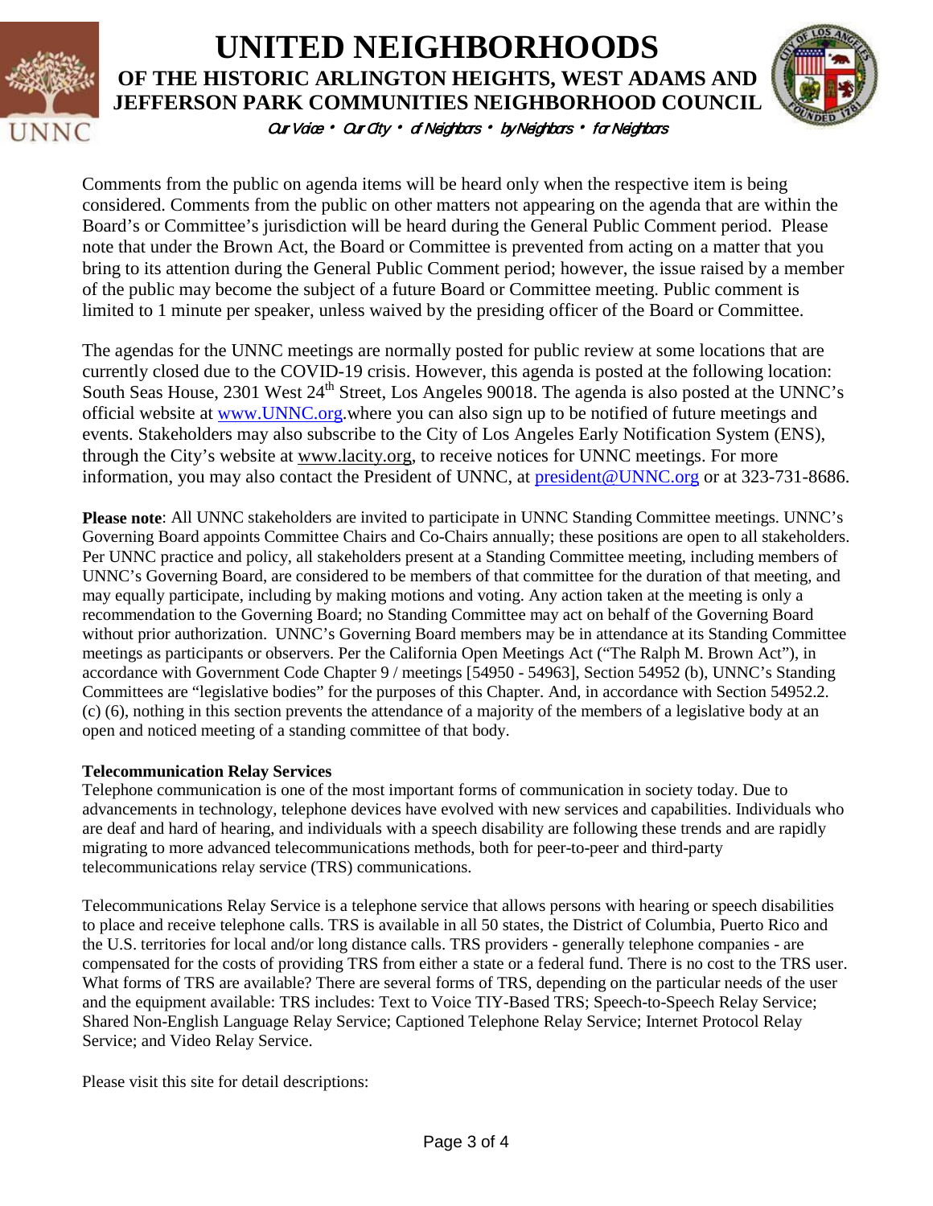# UNITED NEIGHBORHOODS

## OF THE HISTORIC ARLINGTON HEIGHTS, WEST ADAMS AND JEFFERSON PARK COMMUNITIES NEIGHBORHOOD COUNCIL

*Our Voice • Our City • of Neighbors • by Neighbors • for Neighbors*

Comments from the public on agenda items will be heard only when the respective item is being considered. Comments from the public on other matters not appearing on the agenda that are within the Board's or Committee's jurisdiction will be heard during the General Public Comment period. Please note that under the Brown Act, the Board or Committee is prevented from acting on a matter that you bring to its attention during the General Public Comment period; however, the issue raised by a member of the public may become the subject of a future Board or Committee meeting. Public comment is limited to 1 minute per speaker, unless waived by the presiding officer of the Board or Committee.

The agendas for the UNNC meetings are normally posted for public review at some locations that are currently closed due to the COVID-19 crisis. However, this agenda is posted at the following location: South Seas House, 2301 West 24th Street, Los Angeles 90018. The agenda is also posted at the UNNC's official website at www.UNNC.org.where you can also sign up to be notified of future meetings and events. Stakeholders may also subscribe to the City of Los Angeles Early Notification System (ENS), through the City's website at www.lacity.org, to receive notices for UNNC meetings. For more information, you may also contact the President of UNNC, at president@UNNC.org or at 323-731-8686.

**Please note**: All UNNC stakeholders are invited to participate in UNNC Standing Committee meetings. UNNC's Governing Board appoints Committee Chairs and Co-Chairs annually; these positions are open to all stakeholders. Per UNNC practice and policy, all stakeholders present at a Standing Committee meeting, including members of UNNC's Governing Board, are considered to be members of that committee for the duration of that meeting, and may equally participate, including by making motions and voting. Any action taken at the meeting is only a recommendation to the Governing Board; no Standing Committee may act on behalf of the Governing Board without prior authorization. UNNC's Governing Board members may be in attendance at its Standing Committee meetings as participants or observers. Per the California Open Meetings Act ("The Ralph M. Brown Act"), in accordance with Government Code Chapter 9 / meetings [54950 - 54963], Section 54952 (b), UNNC's Standing Committees are "legislative bodies" for the purposes of this Chapter. And, in accordance with Section 54952.2. (c) (6), nothing in this section prevents the attendance of a majority of the members of a legislative body at an open and noticed meeting of a standing committee of that body.

**Telecommunication Relay Services**

Telephone communication is one of the most important forms of communication in society today. Due to advancements in technology, telephone devices have evolved with new services and capabilities. Individuals who are deaf and hard of hearing, and individuals with a speech disability are following these trends and are rapidly migrating to more advanced telecommunications methods, both for peer-to-peer and third-party telecommunications relay service (TRS) communications.

Telecommunications Relay Service is a telephone service that allows persons with hearing or speech disabilities to place and receive telephone calls. TRS is available in all 50 states, the District of Columbia, Puerto Rico and the U.S. territories for local and/or long distance calls. TRS providers - generally telephone companies - are compensated for the costs of providing TRS from either a state or a federal fund. There is no cost to the TRS user. What forms of TRS are available? There are several forms of TRS, depending on the particular needs of the user and the equipment available: TRS includes: Text to Voice TIY-Based TRS; Speech-to-Speech Relay Service; Shared Non-English Language Relay Service; Captioned Telephone Relay Service; Internet Protocol Relay Service; and Video Relay Service.

Please visit this site for detail descriptions: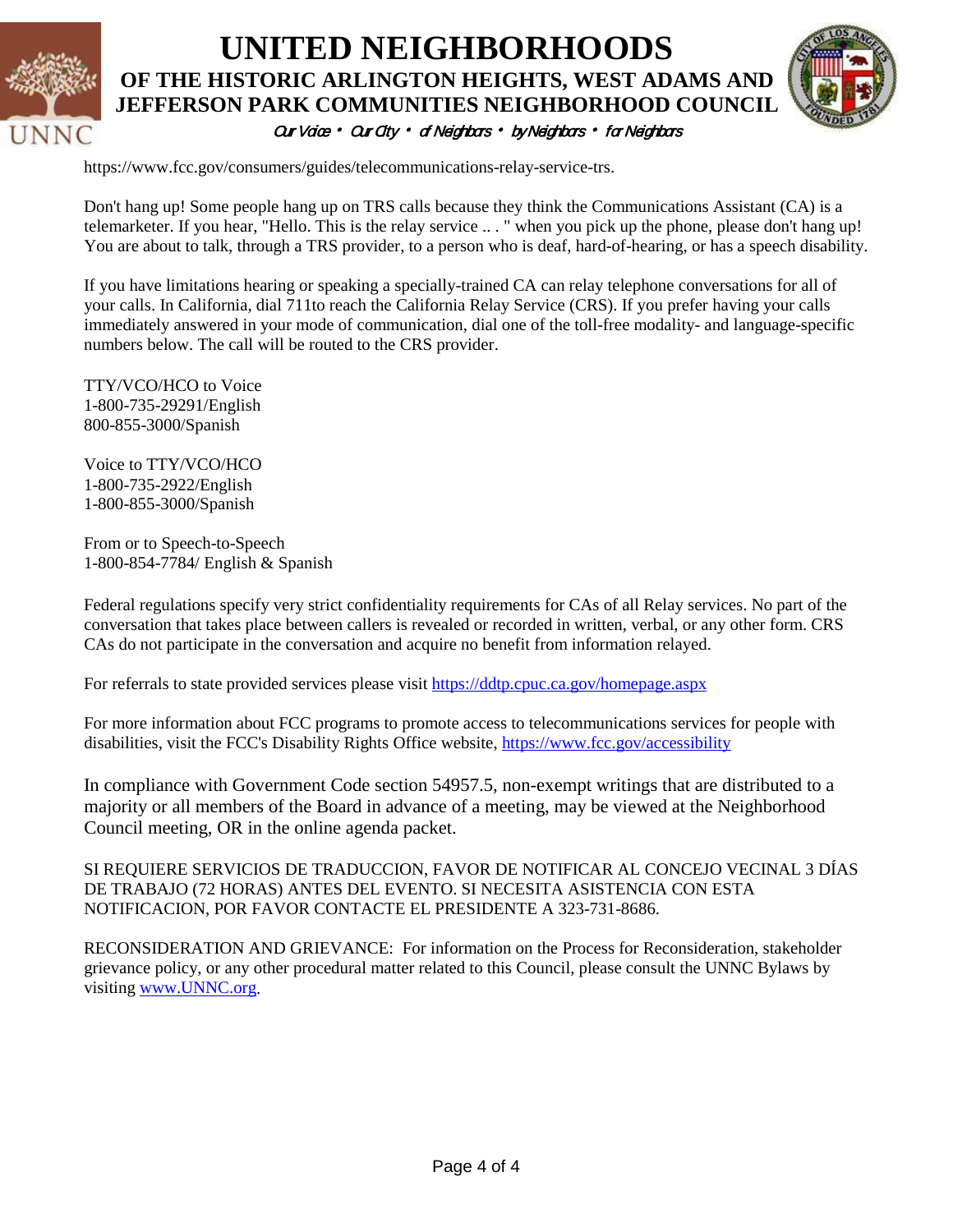https://www.fcc.gov/consumers/guides/telecommunications-relay-service-trs.

Don't hang up! Some people hang up on TRS calls because they think the Communications Assistant (CA) is a telemarketer. If you hear, "Hello. This is the relay service .. . " when you pick up the phone, please don't hang up! You are about to talk, through a TRS provider, to a person who is deaf, hard-of-hearing, or has a speech disability.

If you have limitations hearing or speaking a specially-trained CA can relay telephone conversations for all of your calls. In California, dial 711to reach the California Relay Service (CRS). If you prefer having your calls immediately answered in your mode of communication, dial one of the toll-free modality- and language-specific numbers below. The call will be routed to the CRS provider.

TTY/VCO/HCO to Voice
1-800-735-29291/English
800-855-3000/Spanish

Voice to TTY/VCO/HCO
1-800-735-2922/English
1-800-855-3000/Spanish

From or to Speech-to-Speech
1-800-854-7784/ English & Spanish

Federal regulations specify very strict confidentiality requirements for CAs of all Relay services. No part of the conversation that takes place between callers is revealed or recorded in written, verbal, or any other form. CRS CAs do not participate in the conversation and acquire no benefit from information relayed.

For referrals to state provided services please visit [https://ddtp.cpuc.ca.gov/homepage.aspx](https://ddtp.cpuc.ca.gov/homepage.aspx)

For more information about FCC programs to promote access to telecommunications services for people with disabilities, visit the FCC's Disability Rights Office website, [https://www.fcc.gov/accessibility](https://www.fcc.gov/accessibility)

In compliance with Government Code section 54957.5, non-exempt writings that are distributed to a majority or all members of the Board in advance of a meeting, may be viewed at the Neighborhood Council meeting, OR in the online agenda packet.

SI REQUIERE SERVICIOS DE TRADUCCION, FAVOR DE NOTIFICAR AL CONCEJO VECINAL 3 DÍAS DE TRABAJO (72 HORAS) ANTES DEL EVENTO. SI NECESITA ASISTENCIA CON ESTA NOTIFICACION, POR FAVOR CONTACTE EL PRESIDENTE A 323-731-8686.

RECONSIDERATION AND GRIEVANCE: For information on the Process for Reconsideration, stakeholder grievance policy, or any other procedural matter related to this Council, please consult the UNNC Bylaws by visiting [www.UNNC.org](http://www.UNNC.org).